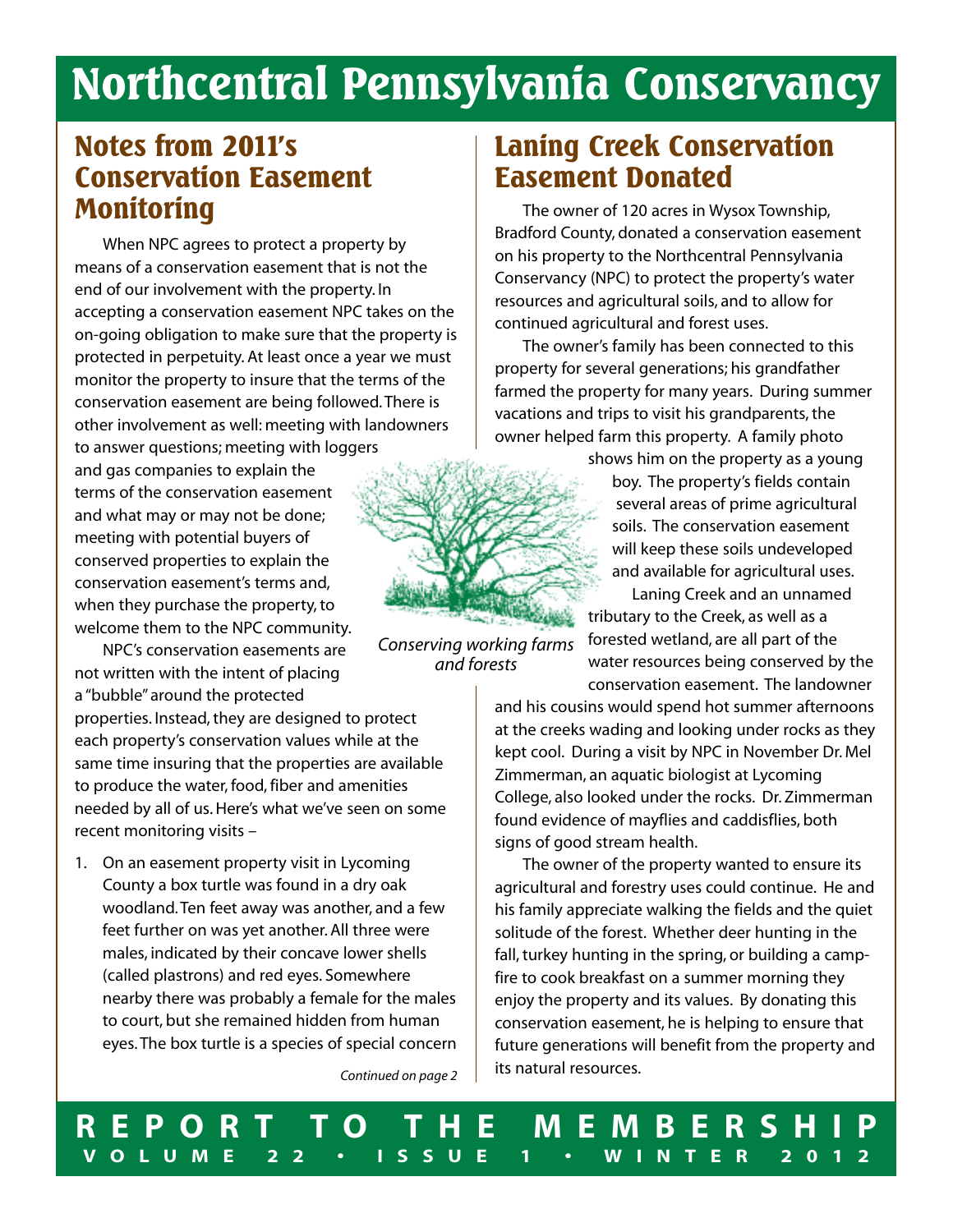# Northcentral Pennsylvania Conservancy

## Notes from 2011's Conservation Easement Monitoring

When NPC agrees to protect a property by means of a conservation easement that is not the end of our involvement with the property. In accepting a conservation easement NPC takes on the on-going obligation to make sure that the property is protected in perpetuity. At least once a year we must monitor the property to insure that the terms of the conservation easement are being followed. There is other involvement as well: meeting with landowners to answer questions; meeting with loggers and gas companies to explain the terms of the conservation easement and what may or may not be done; meeting with potential buyers of conserved properties to explain the conservation easement's terms and, when they purchase the property, to welcome them to the NPC community.

NPC's conservation easements are not written with the intent of placing a "bubble" around the protected properties. Instead, they are designed to protect each property's conservation values while at the same time insuring that the properties are available to produce the water, food, fiber and amenities needed by all of us. Here's what we've seen on some recent monitoring visits –

1. On an easement property visit in Lycoming County a box turtle was found in a dry oak woodland. Ten feet away was another, and a few feet further on was yet another. All three were males, indicated by their concave lower shells (called plastrons) and red eyes. Somewhere nearby there was probably a female for the males to court, but she remained hidden from human eyes. The box turtle is a species of special concern

*Continued on page 2*

*Conserving working farms and forests*

## Laning Creek Conservation Easement Donated

The owner of 120 acres in Wysox Township, Bradford County, donated a conservation easement on his property to the Northcentral Pennsylvania Conservancy (NPC) to protect the property's water resources and agricultural soils, and to allow for continued agricultural and forest uses.

The owner's family has been connected to this property for several generations; his grandfather farmed the property for many years. During summer vacations and trips to visit his grandparents, the owner helped farm this property. A family photo shows him on the property as a young boy. The property's fields contain several areas of prime agricultural soils. The conservation easement will keep these soils undeveloped and available for agricultural uses.

Laning Creek and an unnamed tributary to the Creek, as well as a forested wetland, are all part of the water resources being conserved by the conservation easement. The landowner and his cousins would spend hot summer afternoons at the creeks wading and looking under rocks as they kept cool. During a visit by NPC in November Dr. Mel Zimmerman, an aquatic biologist at Lycoming College, also looked under the rocks. Dr. Zimmerman found evidence of mayflies and caddisflies, both signs of good stream health.

The owner of the property wanted to ensure its agricultural and forestry uses could continue. He and his family appreciate walking the fields and the quiet solitude of the forest. Whether deer hunting in the fall, turkey hunting in the spring, or building a campfire to cook breakfast on a summer morning they enjoy the property and its values. By donating this conservation easement, he is helping to ensure that future generations will benefit from the property and its natural resources.

**REPORT TO THE MEMBERSHIP**
**VOLUME 22 • ISSUE 1 • WINTER 2012**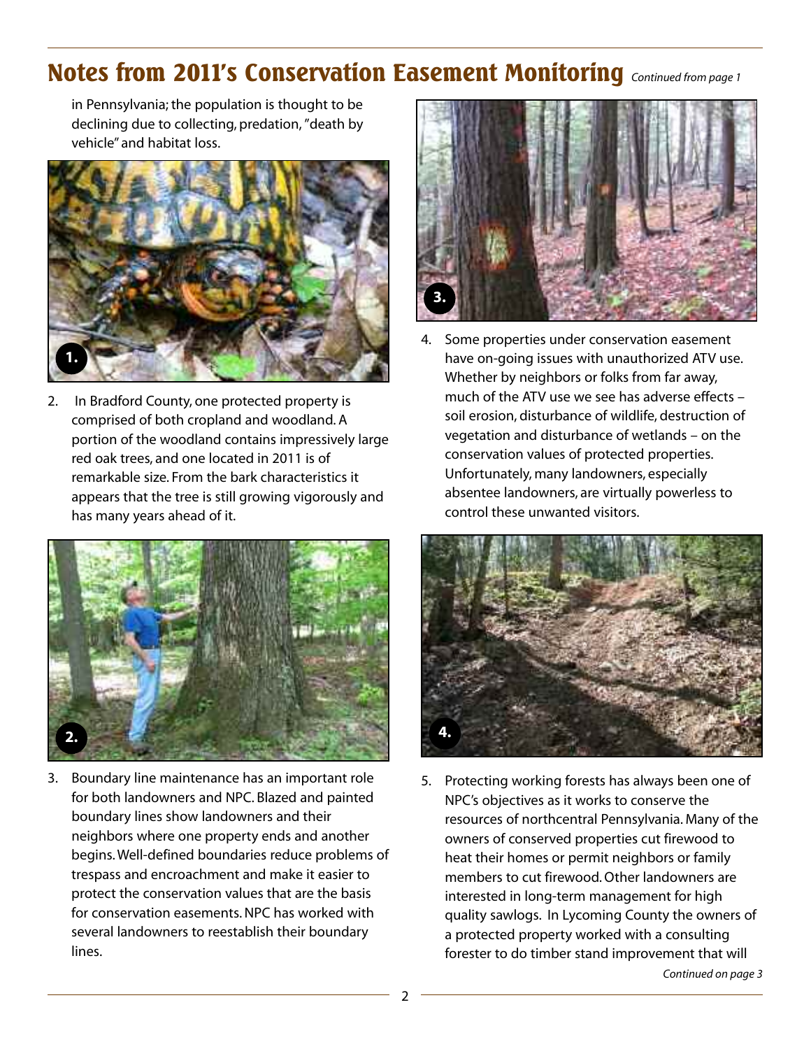# Notes from 2011's Conservation Easement Monitoring *Continued from page 1*

in Pennsylvania; the population is thought to be declining due to collecting, predation, "death by vehicle" and habitat loss.

1.

2. In Bradford County, one protected property is comprised of both cropland and woodland. A portion of the woodland contains impressively large red oak trees, and one located in 2011 is of remarkable size. From the bark characteristics it appears that the tree is still growing vigorously and has many years ahead of it.

2.

3. Boundary line maintenance has an important role for both landowners and NPC. Blazed and painted boundary lines show landowners and their neighbors where one property ends and another begins. Well-defined boundaries reduce problems of trespass and encroachment and make it easier to protect the conservation values that are the basis for conservation easements. NPC has worked with several landowners to reestablish their boundary lines.

3.

4. Some properties under conservation easement have on-going issues with unauthorized ATV use. Whether by neighbors or folks from far away, much of the ATV use we see has adverse effects – soil erosion, disturbance of wildlife, destruction of vegetation and disturbance of wetlands – on the conservation values of protected properties. Unfortunately, many landowners, especially absentee landowners, are virtually powerless to control these unwanted visitors.

4.

5. Protecting working forests has always been one of NPC's objectives as it works to conserve the resources of northcentral Pennsylvania. Many of the owners of conserved properties cut firewood to heat their homes or permit neighbors or family members to cut firewood. Other landowners are interested in long-term management for high quality sawlogs. In Lycoming County the owners of a protected property worked with a consulting forester to do timber stand improvement that will

*Continued on page 3*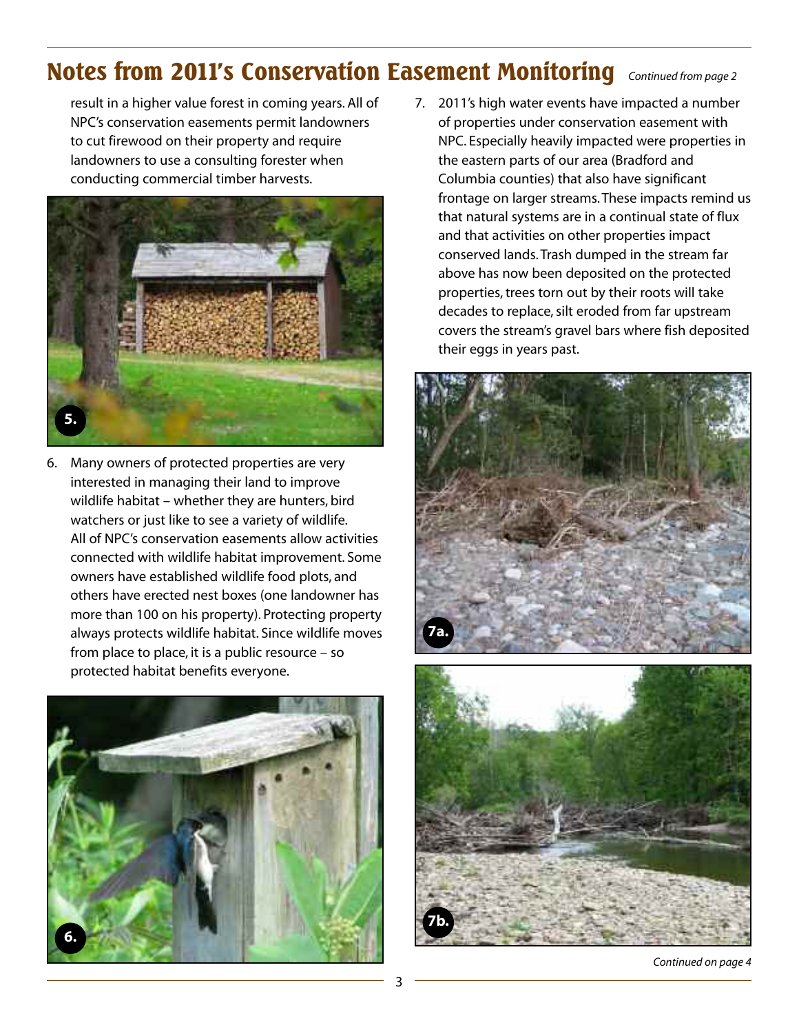# Notes from 2011's Conservation Easement Monitoring *Continued from page 2*

result in a higher value forest in coming years. All of NPC's conservation easements permit landowners to cut firewood on their property and require landowners to use a consulting forester when conducting commercial timber harvests.

5.

6. Many owners of protected properties are very interested in managing their land to improve wildlife habitat – whether they are hunters, bird watchers or just like to see a variety of wildlife. All of NPC's conservation easements allow activities connected with wildlife habitat improvement. Some owners have established wildlife food plots, and others have erected nest boxes (one landowner has more than 100 on his property). Protecting property always protects wildlife habitat. Since wildlife moves from place to place, it is a public resource – so protected habitat benefits everyone.

6.

7. 2011's high water events have impacted a number of properties under conservation easement with NPC. Especially heavily impacted were properties in the eastern parts of our area (Bradford and Columbia counties) that also have significant frontage on larger streams. These impacts remind us that natural systems are in a continual state of flux and that activities on other properties impact conserved lands. Trash dumped in the stream far above has now been deposited on the protected properties, trees torn out by their roots will take decades to replace, silt eroded from far upstream covers the stream's gravel bars where fish deposited their eggs in years past.

7a.

7b.

*Continued on page 4*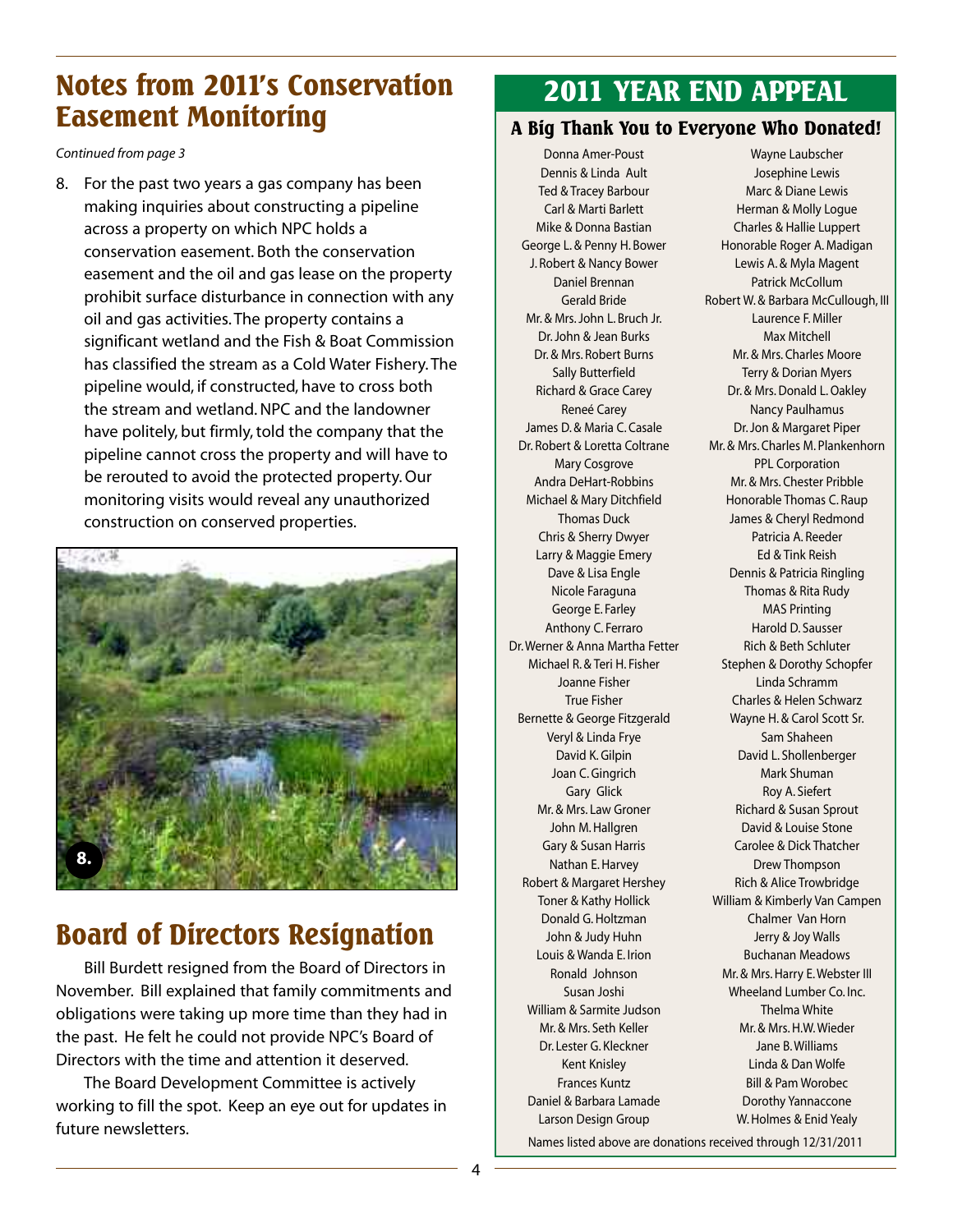# Notes from 2011's Conservation Easement Monitoring

*Continued from page 3*

8. For the past two years a gas company has been making inquiries about constructing a pipeline across a property on which NPC holds a conservation easement. Both the conservation easement and the oil and gas lease on the property prohibit surface disturbance in connection with any oil and gas activities. The property contains a significant wetland and the Fish & Boat Commission has classified the stream as a Cold Water Fishery. The pipeline would, if constructed, have to cross both the stream and wetland. NPC and the landowner have politely, but firmly, told the company that the pipeline cannot cross the property and will have to be rerouted to avoid the protected property. Our monitoring visits would reveal any unauthorized construction on conserved properties.

8.

# Board of Directors Resignation

Bill Burdett resigned from the Board of Directors in November. Bill explained that family commitments and obligations were taking up more time than they had in the past. He felt he could not provide NPC's Board of Directors with the time and attention it deserved.

The Board Development Committee is actively working to fill the spot. Keep an eye out for updates in future newsletters.

# 2011 YEAR END APPEAL

## A Big Thank You to Everyone Who Donated!

Donna Amer-Poust
Dennis & Linda Ault
Ted & Tracey Barbour
Carl & Marti Barlett
Mike & Donna Bastian
George L. & Penny H. Bower
J. Robert & Nancy Bower
Daniel Brennan
Gerald Bride
Mr. & Mrs. John L. Bruch Jr.
Dr. John & Jean Burks
Dr. & Mrs. Robert Burns
Sally Butterfield
Richard & Grace Carey
Reneé Carey
James D. & Maria C. Casale
Dr. Robert & Loretta Coltrane
Mary Cosgrove
Andra DeHart-Robbins
Michael & Mary Ditchfield
Thomas Duck
Chris & Sherry Dwyer
Larry & Maggie Emery
Dave & Lisa Engle
Nicole Faraguna
George E. Farley
Anthony C. Ferraro
Dr. Werner & Anna Martha Fetter
Michael R. & Teri H. Fisher
Joanne Fisher
True Fisher
Bernette & George Fitzgerald
Veryl & Linda Frye
David K. Gilpin
Joan C. Gingrich
Gary Glick
Mr. & Mrs. Law Groner
John M. Hallgren
Gary & Susan Harris
Nathan E. Harvey
Robert & Margaret Hershey
Toner & Kathy Hollick
Donald G. Holtzman
John & Judy Huhn
Louis & Wanda E. Irion
Ronald Johnson
Susan Joshi
William & Sarmite Judson
Mr. & Mrs. Seth Keller
Dr. Lester G. Kleckner
Kent Knisley
Frances Kuntz
Daniel & Barbara Lamade
Larson Design Group
Wayne Laubscher
Josephine Lewis
Marc & Diane Lewis
Herman & Molly Logue
Charles & Hallie Luppert
Honorable Roger A. Madigan
Lewis A. & Myla Magent
Patrick McCollum
Robert W. & Barbara McCullough, III
Laurence F. Miller
Max Mitchell
Mr. & Mrs. Charles Moore
Terry & Dorian Myers
Dr. & Mrs. Donald L. Oakley
Nancy Paulhamus
Dr. Jon & Margaret Piper
Mr. & Mrs. Charles M. Plankenhorn
PPL Corporation
Mr. & Mrs. Chester Pribble
Honorable Thomas C. Raup
James & Cheryl Redmond
Patricia A. Reeder
Ed & Tink Reish
Dennis & Patricia Ringling
Thomas & Rita Rudy
MAS Printing
Harold D. Sausser
Rich & Beth Schluter
Stephen & Dorothy Schopfer
Linda Schramm
Charles & Helen Schwarz
Wayne H. & Carol Scott Sr.
Sam Shaheen
David L. Shollenberger
Mark Shuman
Roy A. Siefert
Richard & Susan Sprout
David & Louise Stone
Carolee & Dick Thatcher
Drew Thompson
Rich & Alice Trowbridge
William & Kimberly Van Campen
Chalmer Van Horn
Jerry & Joy Walls
Buchanan Meadows
Mr. & Mrs. Harry E. Webster III
Wheeland Lumber Co. Inc.
Thelma White
Mr. & Mrs. H.W. Wieder
Jane B. Williams
Linda & Dan Wolfe
Bill & Pam Worobec
Dorothy Yannaccone
W. Holmes & Enid Yealy

Names listed above are donations received through 12/31/2011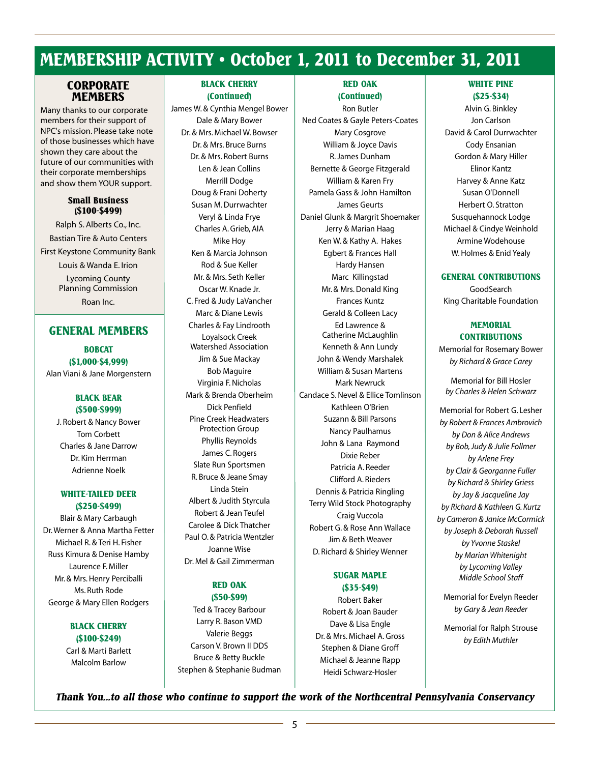# MEMBERSHIP ACTIVITY • October 1, 2011 to December 31, 2011

## CORPORATE MEMBERS

Many thanks to our corporate members for their support of NPC's mission. Please take note of those businesses which have shown they care about the future of our communities with their corporate memberships and show them YOUR support.

### Small Business ($100-$499)

Ralph S. Alberts Co., Inc.
Bastian Tire & Auto Centers
First Keystone Community Bank
Louis & Wanda E. Irion
Lycoming County Planning Commission
Roan Inc.

## GENERAL MEMBERS

### BOBCAT ($1,000-$4,999)

Alan Viani & Jane Morgenstern

### BLACK BEAR ($500-$999)

J. Robert & Nancy Bower
Tom Corbett
Charles & Jane Darrow
Dr. Kim Herrman
Adrienne Noelk

### WHITE-TAILED DEER ($250-$499)

Blair & Mary Carbaugh
Dr. Werner & Anna Martha Fetter
Michael R. & Teri H. Fisher
Russ Kimura & Denise Hamby
Laurence F. Miller
Mr. & Mrs. Henry Perciballi
Ms. Ruth Rode
George & Mary Ellen Rodgers

### BLACK CHERRY ($100-$249)

Carl & Marti Barlett
Malcolm Barlow
James W. & Cynthia Mengel Bower
Dale & Mary Bower
Dr. & Mrs. Michael W. Bowser
Dr. & Mrs. Bruce Burns
Dr. & Mrs. Robert Burns
Len & Jean Collins
Merrill Dodge
Doug & Frani Doherty
Susan M. Durrwachter
Veryl & Linda Frye
Charles A. Grieb, AIA
Mike Hoy
Ken & Marcia Johnson
Rod & Sue Keller
Mr. & Mrs. Seth Keller
Oscar W. Knade Jr.
C. Fred & Judy LaVancher
Marc & Diane Lewis
Charles & Fay Lindrooth
Loyalsock Creek Watershed Association
Jim & Sue Mackay
Bob Maguire
Virginia F. Nicholas
Mark & Brenda Oberheim
Dick Penfield
Pine Creek Headwaters Protection Group
Phyllis Reynolds
James C. Rogers
Slate Run Sportsmen
R. Bruce & Jeane Smay
Linda Stein
Albert & Judith Styrcula
Robert & Jean Teufel
Carolee & Dick Thatcher
Paul O. & Patricia Wentzler
Joanne Wise
Dr. Mel & Gail Zimmerman

### RED OAK ($50-$99)

Ted & Tracey Barbour
Larry R. Bason VMD
Valerie Beggs
Carson V. Brown II DDS
Bruce & Betty Buckle
Stephen & Stephanie Budman
Ron Butler
Ned Coates & Gayle Peters-Coates
Mary Cosgrove
William & Joyce Davis
R. James Dunham
Bernette & George Fitzgerald
William & Karen Fry
Pamela Gass & John Hamilton
James Geurts
Daniel Glunk & Margrit Shoemaker
Jerry & Marian Haag
Ken W. & Kathy A. Hakes
Egbert & Frances Hall
Hardy Hansen
Marc Killingstad
Mr. & Mrs. Donald King
Frances Kuntz
Gerald & Colleen Lacy
Ed Lawrence & Catherine McLaughlin
Kenneth & Ann Lundy
John & Wendy Marshalek
William & Susan Martens
Mark Newruck
Candace S. Nevel & Ellice Tomlinson
Kathleen O'Brien
Suzann & Bill Parsons
Nancy Paulhamus
John & Lana Raymond
Dixie Reber
Patricia A. Reeder
Clifford A. Rieders
Dennis & Patricia Ringling
Terry Wild Stock Photography
Craig Vuccola
Robert G. & Rose Ann Wallace
Jim & Beth Weaver
D. Richard & Shirley Wenner

### SUGAR MAPLE ($35-$49)

Robert Baker
Robert & Joan Bauder
Dave & Lisa Engle
Dr. & Mrs. Michael A. Gross
Stephen & Diane Groff
Michael & Jeanne Rapp
Heidi Schwarz-Hosler

### WHITE PINE ($25-$34)

Alvin G. Binkley
Jon Carlson
David & Carol Durrwachter
Cody Ensanian
Gordon & Mary Hiller
Elinor Kantz
Harvey & Anne Katz
Susan O'Donnell
Herbert O. Stratton
Susquehannock Lodge
Michael & Cindye Weinhold
Armine Wodehouse
W. Holmes & Enid Yealy

### GENERAL CONTRIBUTIONS

GoodSearch
King Charitable Foundation

### MEMORIAL CONTRIBUTIONS

Memorial for Rosemary Bower
*by Richard & Grace Carey*

Memorial for Bill Hosler
*by Charles & Helen Schwarz*

Memorial for Robert G. Lesher
*by Robert & Frances Ambrovich*
*by Don & Alice Andrews*
*by Bob, Judy & Julie Follmer*
*by Arlene Frey*
*by Clair & Georganne Fuller*
*by Richard & Shirley Griess*
*by Jay & Jacqueline Jay*
*by Richard & Kathleen G. Kurtz*
*by Cameron & Janice McCormick*
*by Joseph & Deborah Russell*
*by Yvonne Staskel*
*by Marian Whitenight*
*by Lycoming Valley Middle School Staff*

Memorial for Evelyn Reeder
*by Gary & Jean Reeder*

Memorial for Ralph Strouse
*by Edith Muthler*

***Thank You...to all those who continue to support the work of the Northcentral Pennsylvania Conservancy***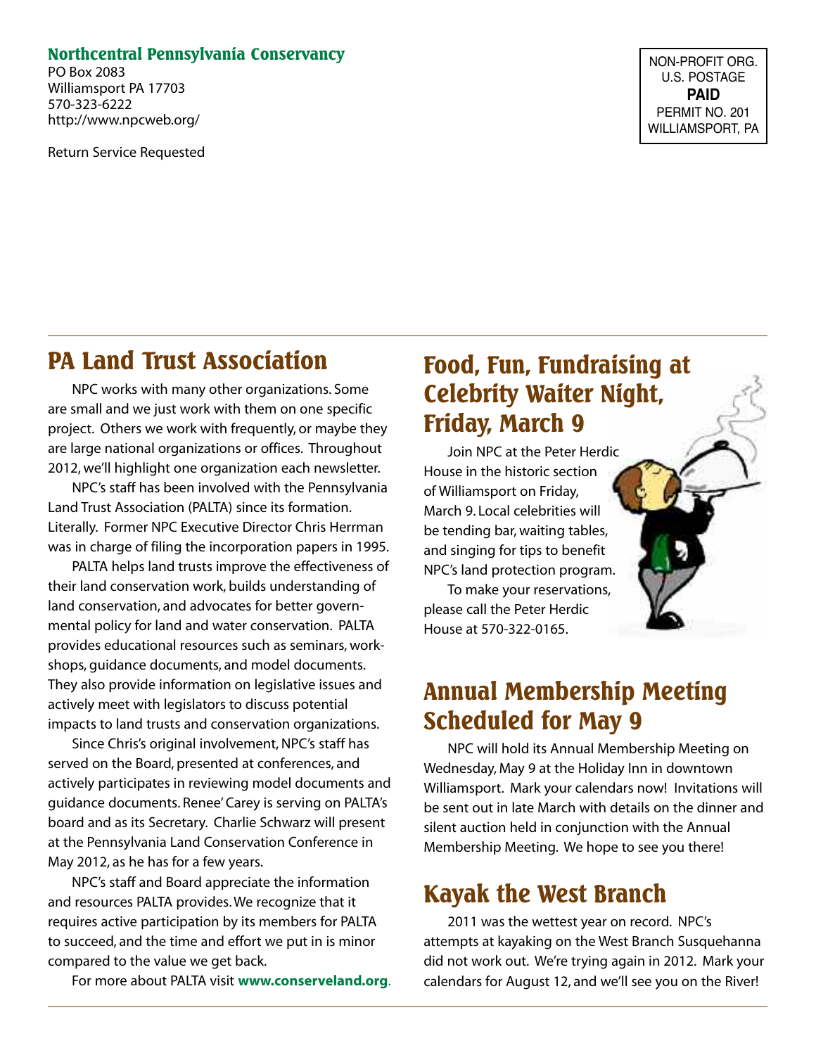**Northcentral Pennsylvania Conservancy**
PO Box 2083
Williamsport PA 17703
570-323-6222
http://www.npcweb.org/

Return Service Requested

NON-PROFIT ORG.
U.S. POSTAGE
**PAID**
PERMIT NO. 201
WILLIAMSPORT, PA

## PA Land Trust Association

NPC works with many other organizations. Some are small and we just work with them on one specific project. Others we work with frequently, or maybe they are large national organizations or offices. Throughout 2012, we'll highlight one organization each newsletter.

NPC's staff has been involved with the Pennsylvania Land Trust Association (PALTA) since its formation. Literally. Former NPC Executive Director Chris Herrman was in charge of filing the incorporation papers in 1995.

PALTA helps land trusts improve the effectiveness of their land conservation work, builds understanding of land conservation, and advocates for better governmental policy for land and water conservation. PALTA provides educational resources such as seminars, workshops, guidance documents, and model documents. They also provide information on legislative issues and actively meet with legislators to discuss potential impacts to land trusts and conservation organizations.

Since Chris's original involvement, NPC's staff has served on the Board, presented at conferences, and actively participates in reviewing model documents and guidance documents. Renee' Carey is serving on PALTA's board and as its Secretary. Charlie Schwarz will present at the Pennsylvania Land Conservation Conference in May 2012, as he has for a few years.

NPC's staff and Board appreciate the information and resources PALTA provides. We recognize that it requires active participation by its members for PALTA to succeed, and the time and effort we put in is minor compared to the value we get back.

For more about PALTA visit **www.conserveland.org**.

## Food, Fun, Fundraising at Celebrity Waiter Night, Friday, March 9

Join NPC at the Peter Herdic House in the historic section of Williamsport on Friday, March 9. Local celebrities will be tending bar, waiting tables, and singing for tips to benefit NPC's land protection program.

To make your reservations, please call the Peter Herdic House at 570-322-0165.

## Annual Membership Meeting Scheduled for May 9

NPC will hold its Annual Membership Meeting on Wednesday, May 9 at the Holiday Inn in downtown Williamsport. Mark your calendars now! Invitations will be sent out in late March with details on the dinner and silent auction held in conjunction with the Annual Membership Meeting. We hope to see you there!

## Kayak the West Branch

2011 was the wettest year on record. NPC's attempts at kayaking on the West Branch Susquehanna did not work out. We're trying again in 2012. Mark your calendars for August 12, and we'll see you on the River!